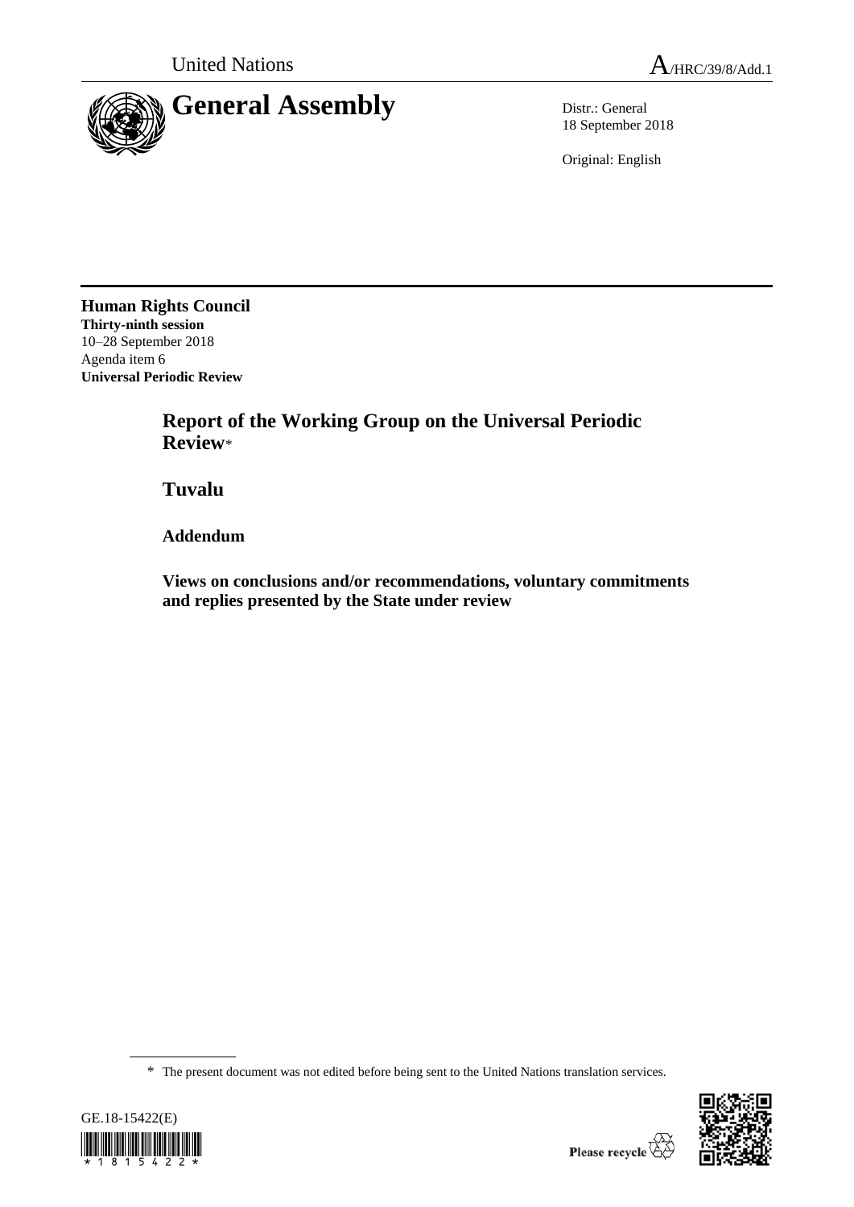United Nations A/HRC/39/8/Add.1

# General Assembly

Distr.: General
18 September 2018

Original: English

**Human Rights Council**
**Thirty-ninth session**
10–28 September 2018
Agenda item 6
**Universal Periodic Review**

## Report of the Working Group on the Universal Periodic Review*

## Tuvalu

### Addendum

### Views on conclusions and/or recommendations, voluntary commitments and replies presented by the State under review

\* The present document was not edited before being sent to the United Nations translation services.

GE.18-15422(E)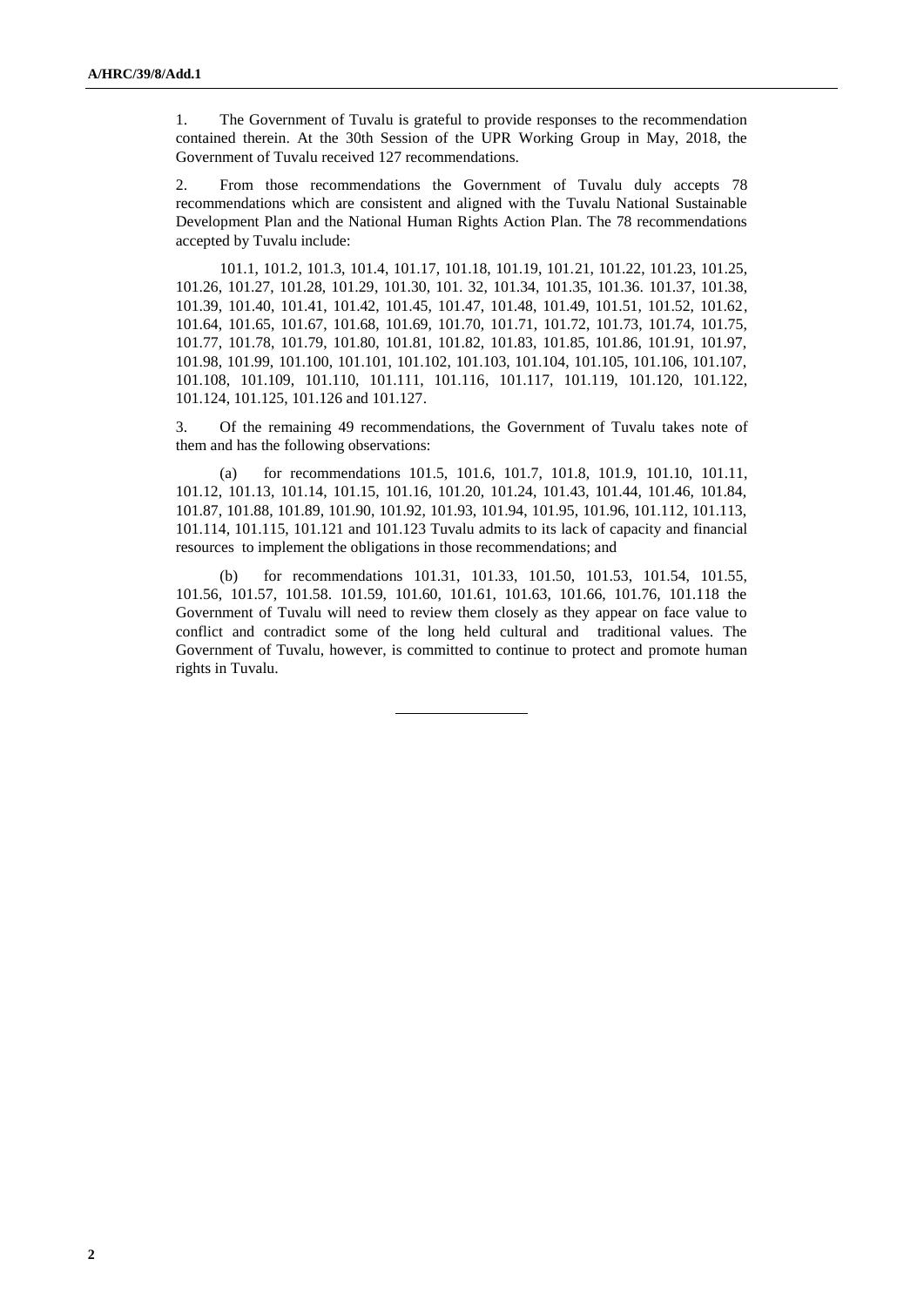1. The Government of Tuvalu is grateful to provide responses to the recommendation contained therein. At the 30th Session of the UPR Working Group in May, 2018, the Government of Tuvalu received 127 recommendations.

2. From those recommendations the Government of Tuvalu duly accepts 78 recommendations which are consistent and aligned with the Tuvalu National Sustainable Development Plan and the National Human Rights Action Plan. The 78 recommendations accepted by Tuvalu include:

101.1, 101.2, 101.3, 101.4, 101.17, 101.18, 101.19, 101.21, 101.22, 101.23, 101.25, 101.26, 101.27, 101.28, 101.29, 101.30, 101. 32, 101.34, 101.35, 101.36. 101.37, 101.38, 101.39, 101.40, 101.41, 101.42, 101.45, 101.47, 101.48, 101.49, 101.51, 101.52, 101.62, 101.64, 101.65, 101.67, 101.68, 101.69, 101.70, 101.71, 101.72, 101.73, 101.74, 101.75, 101.77, 101.78, 101.79, 101.80, 101.81, 101.82, 101.83, 101.85, 101.86, 101.91, 101.97, 101.98, 101.99, 101.100, 101.101, 101.102, 101.103, 101.104, 101.105, 101.106, 101.107, 101.108, 101.109, 101.110, 101.111, 101.116, 101.117, 101.119, 101.120, 101.122, 101.124, 101.125, 101.126 and 101.127.

3. Of the remaining 49 recommendations, the Government of Tuvalu takes note of them and has the following observations:

(a) for recommendations 101.5, 101.6, 101.7, 101.8, 101.9, 101.10, 101.11, 101.12, 101.13, 101.14, 101.15, 101.16, 101.20, 101.24, 101.43, 101.44, 101.46, 101.84, 101.87, 101.88, 101.89, 101.90, 101.92, 101.93, 101.94, 101.95, 101.96, 101.112, 101.113, 101.114, 101.115, 101.121 and 101.123 Tuvalu admits to its lack of capacity and financial resources to implement the obligations in those recommendations; and

(b) for recommendations 101.31, 101.33, 101.50, 101.53, 101.54, 101.55, 101.56, 101.57, 101.58. 101.59, 101.60, 101.61, 101.63, 101.66, 101.76, 101.118 the Government of Tuvalu will need to review them closely as they appear on face value to conflict and contradict some of the long held cultural and traditional values. The Government of Tuvalu, however, is committed to continue to protect and promote human rights in Tuvalu.